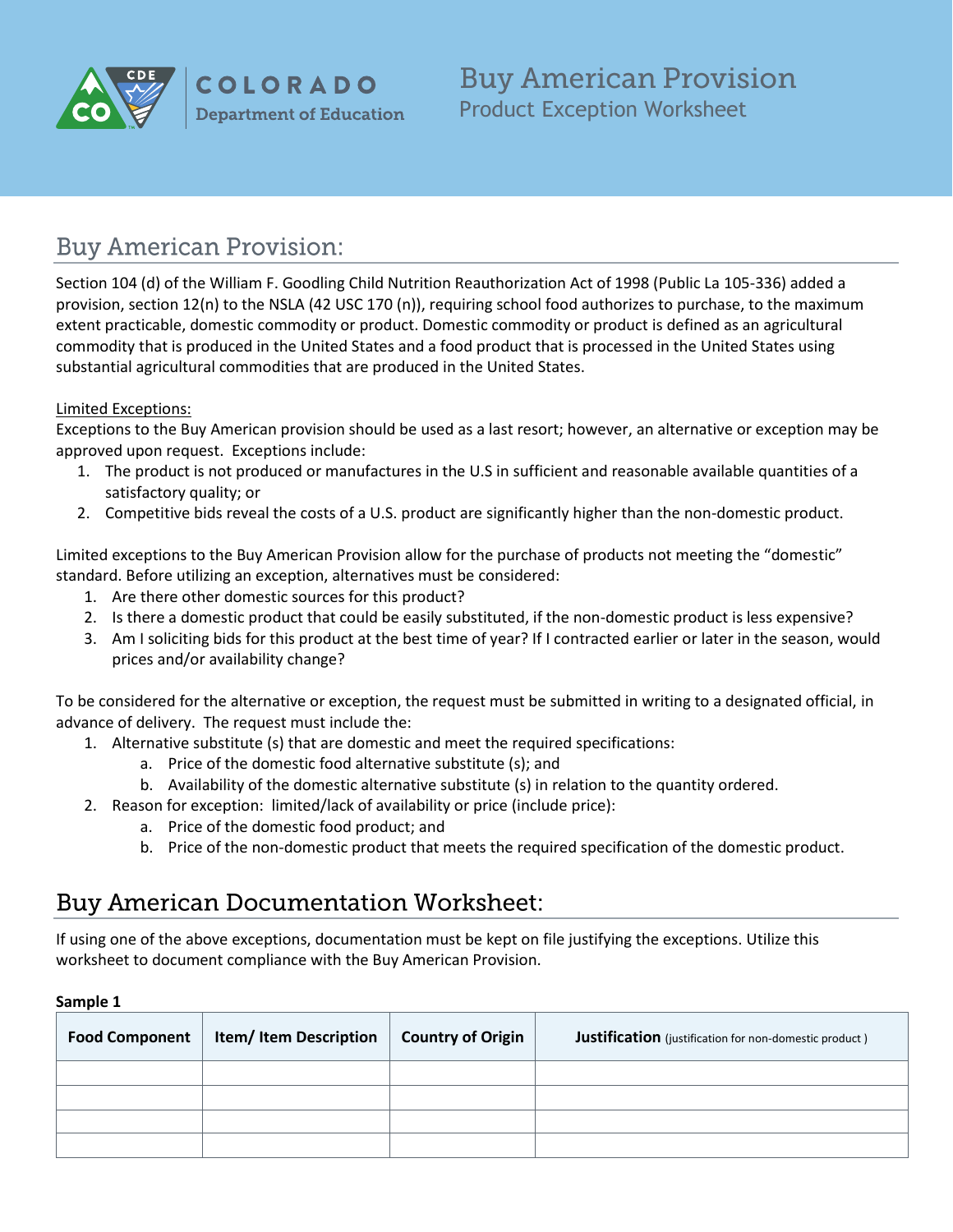COLORADO
Department of Education

# Buy American Provision
Product Exception Worksheet

## Buy American Provision:

Section 104 (d) of the William F. Goodling Child Nutrition Reauthorization Act of 1998 (Public La 105-336) added a provision, section 12(n) to the NSLA (42 USC 170 (n)), requiring school food authorizes to purchase, to the maximum extent practicable, domestic commodity or product. Domestic commodity or product is defined as an agricultural commodity that is produced in the United States and a food product that is processed in the United States using substantial agricultural commodities that are produced in the United States.

<u>Limited Exceptions:</u>
Exceptions to the Buy American provision should be used as a last resort; however, an alternative or exception may be approved upon request. Exceptions include:

1. The product is not produced or manufactures in the U.S in sufficient and reasonable available quantities of a satisfactory quality; or
2. Competitive bids reveal the costs of a U.S. product are significantly higher than the non-domestic product.

Limited exceptions to the Buy American Provision allow for the purchase of products not meeting the "domestic" standard. Before utilizing an exception, alternatives must be considered:

1. Are there other domestic sources for this product?
2. Is there a domestic product that could be easily substituted, if the non-domestic product is less expensive?
3. Am I soliciting bids for this product at the best time of year? If I contracted earlier or later in the season, would prices and/or availability change?

To be considered for the alternative or exception, the request must be submitted in writing to a designated official, in advance of delivery. The request must include the:

1. Alternative substitute (s) that are domestic and meet the required specifications:
   a. Price of the domestic food alternative substitute (s); and
   b. Availability of the domestic alternative substitute (s) in relation to the quantity ordered.
2. Reason for exception: limited/lack of availability or price (include price):
   a. Price of the domestic food product; and
   b. Price of the non-domestic product that meets the required specification of the domestic product.

## Buy American Documentation Worksheet:

If using one of the above exceptions, documentation must be kept on file justifying the exceptions. Utilize this worksheet to document compliance with the Buy American Provision.

**Sample 1**

| Food Component | Item/ Item Description | Country of Origin | Justification (justification for non-domestic product ) |
|---|---|---|---|
| | | | |
| | | | |
| | | | |
| | | | |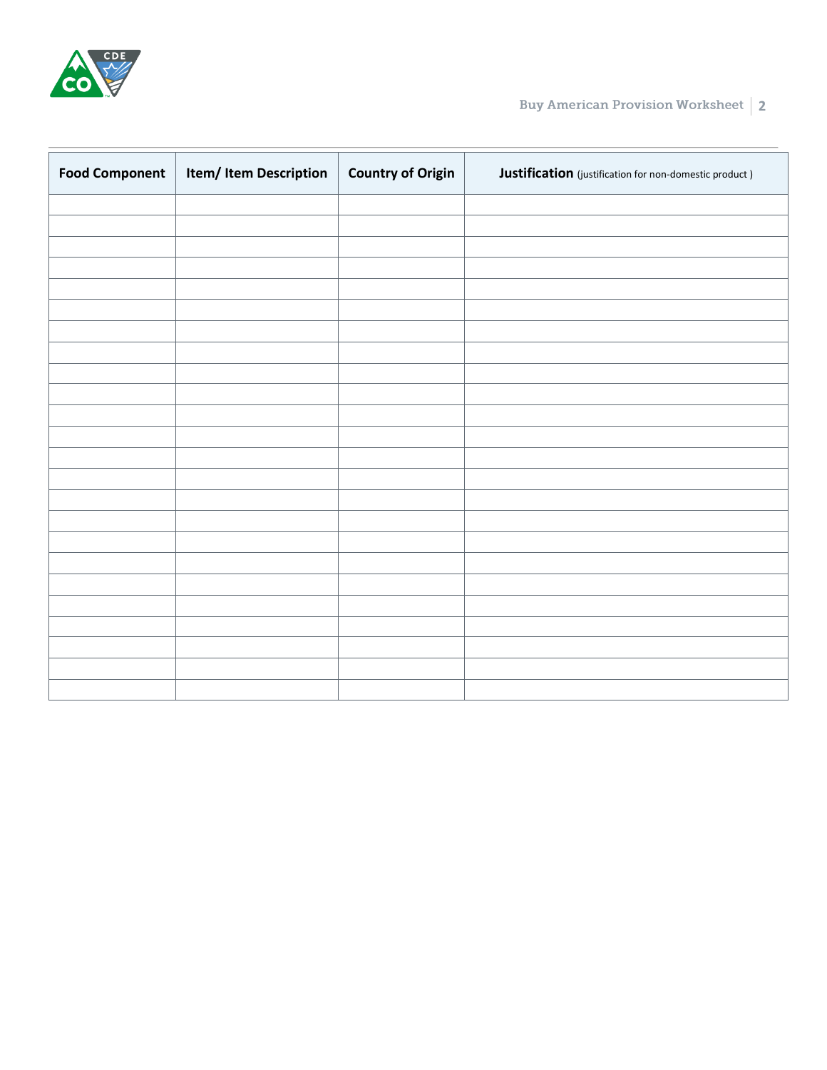| Food Component | Item/ Item Description | Country of Origin | **Justification** (justification for non-domestic product ) |
|---|---|---|---|
| | | | |
| | | | |
| | | | |
| | | | |
| | | | |
| | | | |
| | | | |
| | | | |
| | | | |
| | | | |
| | | | |
| | | | |
| | | | |
| | | | |
| | | | |
| | | | |
| | | | |
| | | | |
| | | | |
| | | | |
| | | | |
| | | | |
| | | | |
| | | | |